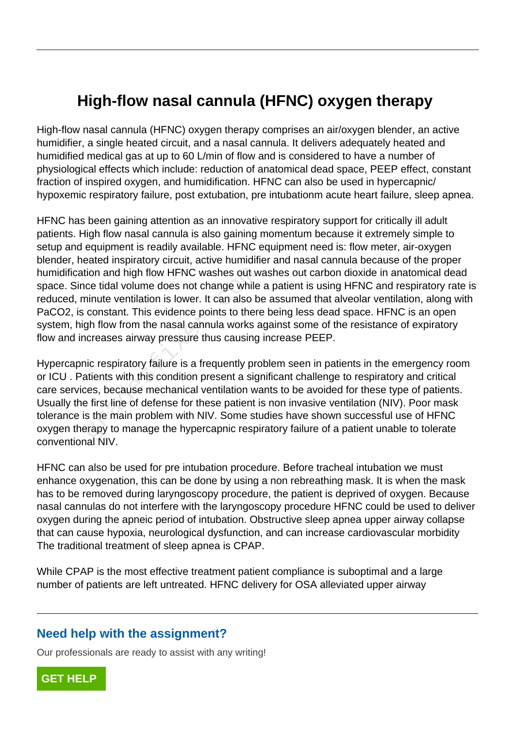# High-flow nasal cannula (HFNC) oxygen therapy

High-flow nasal cannula (HFNC) oxygen therapy comprises an air/oxygen blender, an active humidifier, a single heated circuit, and a nasal cannula. It delivers adequately heated and humidified medical gas at up to 60 L/min of flow and is considered to have a number of physiological effects which include: reduction of anatomical dead space, PEEP effect, constant fraction of inspired oxygen, and humidification. HFNC can also be used in hypercapnic/ hypoxemic respiratory failure, post extubation, pre intubationm acute heart failure, sleep apnea.

HFNC has been gaining attention as an innovative respiratory support for critically ill adult patients. High flow nasal cannula is also gaining momentum because it extremely simple to setup and equipment is readily available. HFNC equipment need is: flow meter, air-oxygen blender, heated inspiratory circuit, active humidifier and nasal cannula because of the proper humidification and high flow HFNC washes out washes out carbon dioxide in anatomical dead space. Since tidal volume does not change while a patient is using HFNC and respiratory rate is reduced, minute ventilation is lower. It can also be assumed that alveolar ventilation, along with $PaCO_2$, is constant. This evidence points to there being less dead space. HFNC is an open system, high flow from the nasal cannula works against some of the resistance of expiratory flow and increases airway pressure thus causing increase PEEP.

Hypercapnic respiratory failure is a frequently problem seen in patients in the emergency room or ICU . Patients with this condition present a significant challenge to respiratory and critical care services, because mechanical ventilation wants to be avoided for these type of patients. Usually the first line of defense for these patient is non invasive ventilation (NIV). Poor mask tolerance is the main problem with NIV. Some studies have shown successful use of HFNC oxygen therapy to manage the hypercapnic respiratory failure of a patient unable to tolerate conventional NIV.

HFNC can also be used for pre intubation procedure. Before tracheal intubation we must enhance oxygenation, this can be done by using a non rebreathing mask. It is when the mask has to be removed during laryngoscopy procedure, the patient is deprived of oxygen. Because nasal cannulas do not interfere with the laryngoscopy procedure HFNC could be used to deliver oxygen during the apneic period of intubation. Obstructive sleep apnea upper airway collapse that can cause hypoxia, neurological dysfunction, and can increase cardiovascular morbidity The traditional treatment of sleep apnea is CPAP.

While CPAP is the most effective treatment patient compliance is suboptimal and a large number of patients are left untreated. HFNC delivery for OSA alleviated upper airway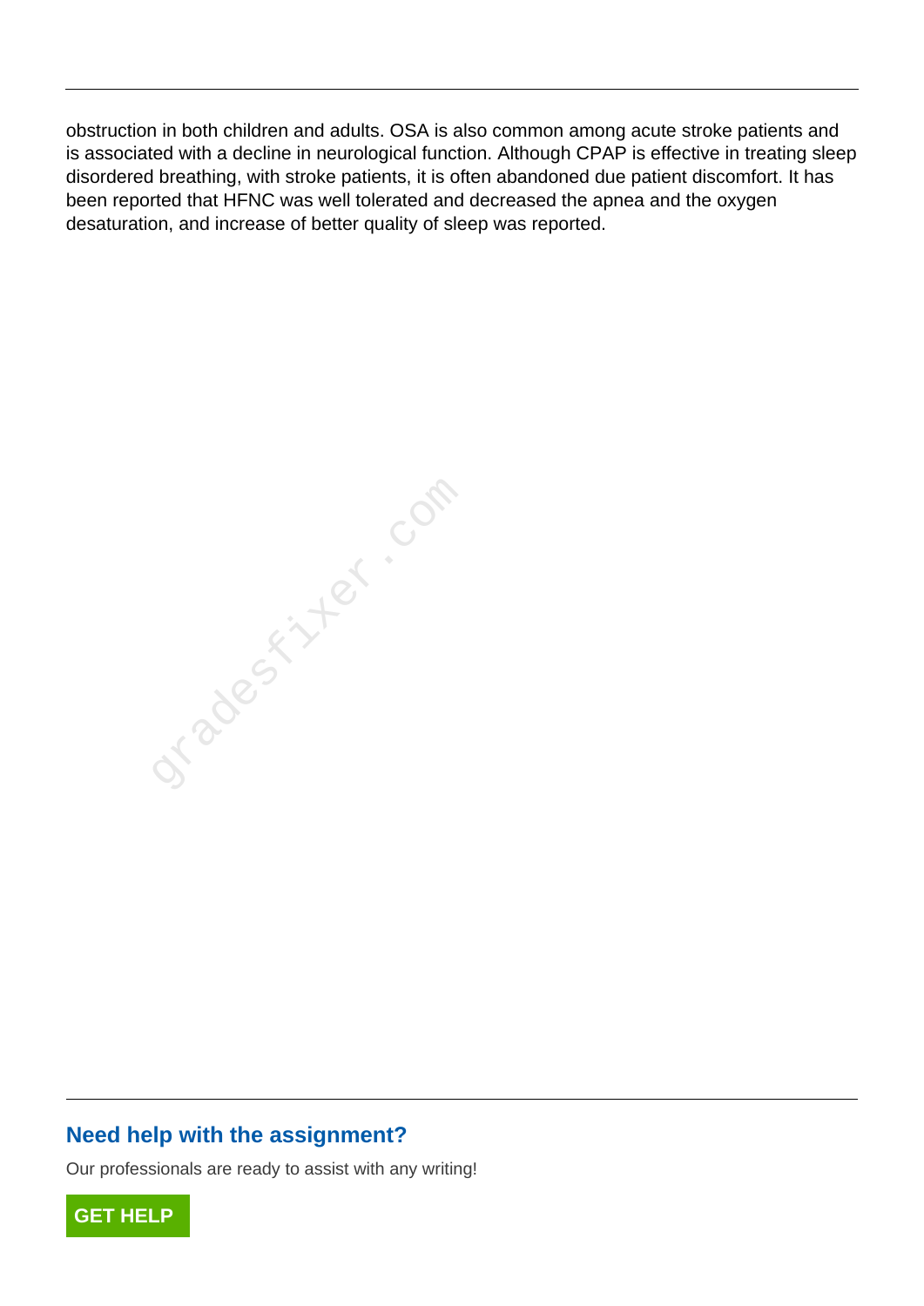obstruction in both children and adults. OSA is also common among acute stroke patients and is associated with a decline in neurological function. Although CPAP is effective in treating sleep disordered breathing, with stroke patients, it is often abandoned due patient discomfort. It has been reported that HFNC was well tolerated and decreased the apnea and the oxygen desaturation, and increase of better quality of sleep was reported.

## Need help with the assignment?

Our professionals are ready to assist with any writing!

GET HELP